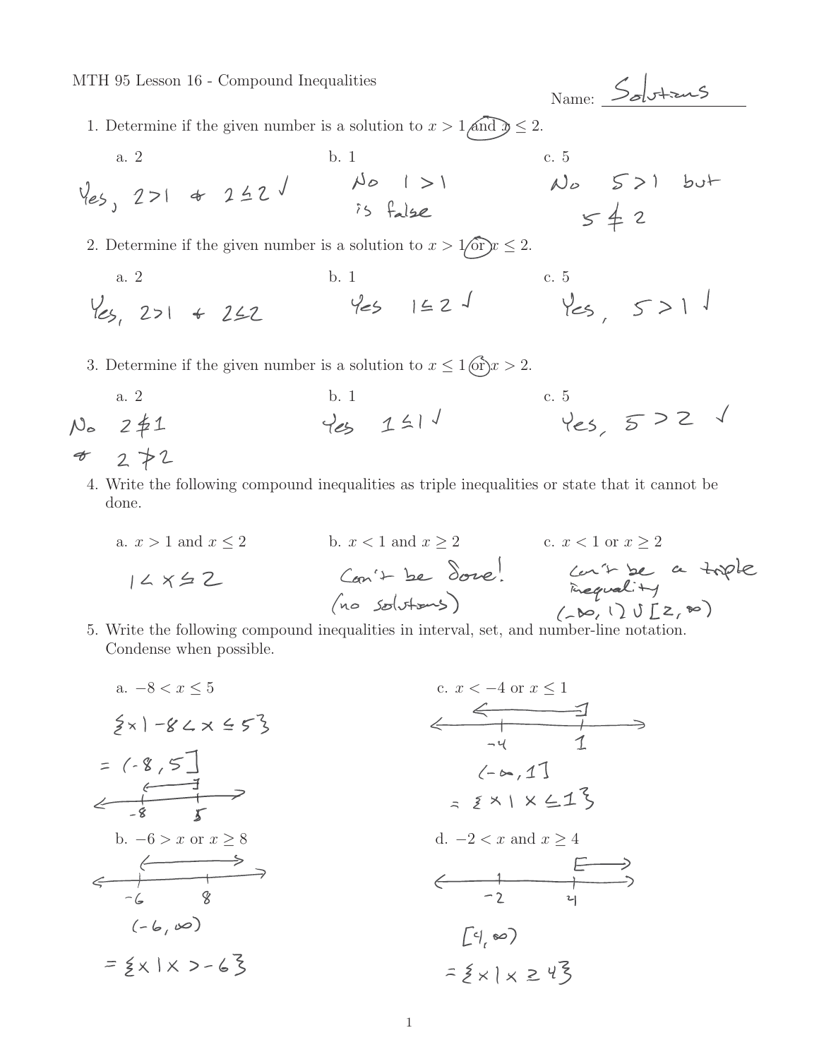MTH 95 Lesson 16 - Compound Inequalities

Name: Solutions

1. Determine if the given number is a solution to $x > 1$ and $x \leq 2$.

   a. 2 — Yes, $2 > 1$ & $2 \leq 2$ ✓

   b. 1 — No $1 > 1$ is false

   c. 5 — No $5 > 1$ but $5 \nleq 2$

2. Determine if the given number is a solution to $x > 1$ or $x \leq 2$.

   a. 2 — Yes, $2 > 1$ & $2 \leq 2$

   b. 1 — Yes $1 \leq 2$ ✓

   c. 5 — Yes, $5 > 1$ ✓

3. Determine if the given number is a solution to $x \leq 1$ or $x > 2$.

   a. 2 — No $2 \nleq 1$ & $2 \ngtr 2$

   b. 1 — Yes $1 \leq 1$ ✓

   c. 5 — Yes, $5 > 2$ ✓

4. Write the following compound inequalities as triple inequalities or state that it cannot be done.

   a. $x > 1$ and $x \leq 2$

   $1 < x \leq 2$

   b. $x < 1$ and $x \geq 2$

   Can't be done! (no solutions)

   c. $x < 1$ or $x \geq 2$

   Can't be a triple inequality

   $(-\infty, 1) \cup [2, \infty)$

5. Write the following compound inequalities in interval, set, and number-line notation. Condense when possible.

   a. $-8 < x \leq 5$

   $\{x \mid -8 < x \leq 5\}$

   $= (-8, 5]$

   [Number line: marks at $-8$ and $5$, open at $-8$, closed at $5$]

   b. $-6 > x$ or $x \geq 8$

   [Number line: marks at $-6$ and $8$, arrow starting at $-6$ extending right]

   $(-6, \infty)$

   $= \{x \mid x > -6\}$

   c. $x < -4$ or $x \leq 1$

   [Number line: marks at $-4$ and $1$, arrow extending left, closed at $1$]

   $(-\infty, 1]$

   $= \{x \mid x \leq 1\}$

   d. $-2 < x$ and $x \geq 4$

   [Number line: marks at $-2$ and $4$, closed at $4$, arrow extending right]

   $[4, \infty)$

   $= \{x \mid x \geq 4\}$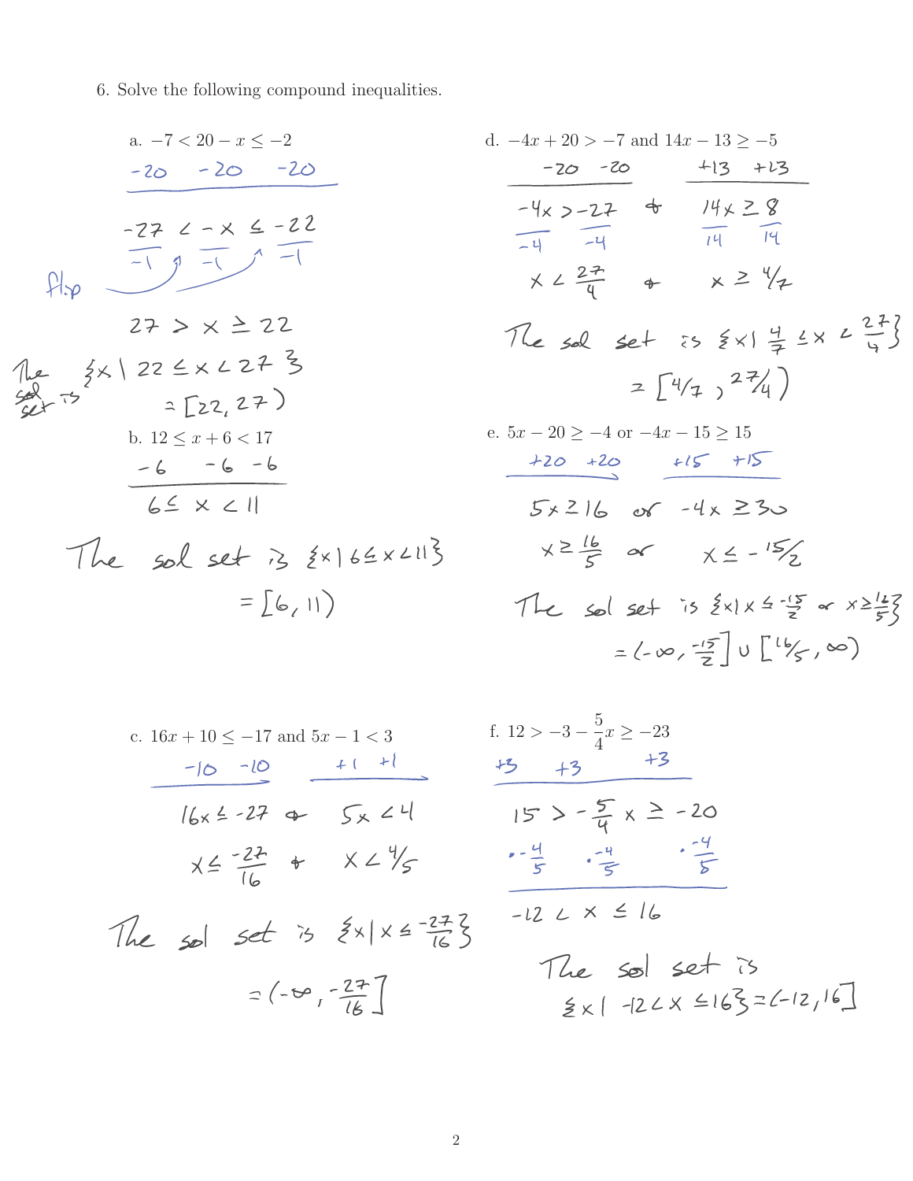6. Solve the following compound inequalities.

a. $-7 < 20 - x \leq -2$

$$-20 \quad -20 \quad -20$$

$$-27 < -x \leq -22$$

$$\div -1 \quad \div -1 \quad \div -1$$

flip

$$27 > x \geq 22$$

The sol set is $\{x \mid 22 \leq x < 27\}$

$$= [22, 27)$$

b. $12 \leq x + 6 < 17$

$$-6 \quad -6 \quad -6$$

$$6 \leq x < 11$$

The sol set is $\{x \mid 6 \leq x < 11\}$

$$= [6, 11)$$

c. $16x + 10 \leq -17$ and $5x - 1 < 3$

$$-10 \quad -10 \qquad +1 \quad +1$$

$$16x \leq -27 \quad \& \quad 5x < 4$$

$$x \leq \frac{-27}{16} \quad \& \quad x < 4/5$$

The sol set is $\{x \mid x \leq \frac{-27}{16}\}$

$$= (-\infty, -\frac{27}{16}]$$

d. $-4x + 20 > -7$ and $14x - 13 \geq -5$

$$-20 \quad -20 \qquad +13 \quad +13$$

$$-4x > -27 \quad \& \quad 14x \geq 8$$

$$\div -4 \quad \div -4 \qquad \div 14 \quad \div 14$$

$$x < \frac{27}{4} \quad \& \quad x \geq 4/7$$

The sol set is $\{x \mid \frac{4}{7} \leq x < \frac{27}{4}\}$

$$= [4/7, 27/4)$$

e. $5x - 20 \geq -4$ or $-4x - 15 \geq 15$

$$+20 \quad +20 \qquad +15 \quad +15$$

$$5x \geq 16 \quad \text{or} \quad -4x \geq 30$$

$$x \geq \frac{16}{5} \quad \text{or} \quad x \leq -15/2$$

The sol set is $\{x \mid x \leq \frac{-15}{2} \text{ or } x \geq \frac{16}{5}\}$

$$= (-\infty, \frac{-15}{2}] \cup [16/5, \infty)$$

f. $12 > -3 - \frac{5}{4}x \geq -23$

$$+3 \quad +3 \quad +3$$

$$15 > -\frac{5}{4}x \geq -20$$

$$\cdot -\frac{4}{5} \quad \cdot -\frac{4}{5} \quad \cdot -\frac{4}{5}$$

$$-12 < x \leq 16$$

The sol set is

$\{x \mid -12 < x \leq 16\} = (-12, 16]$